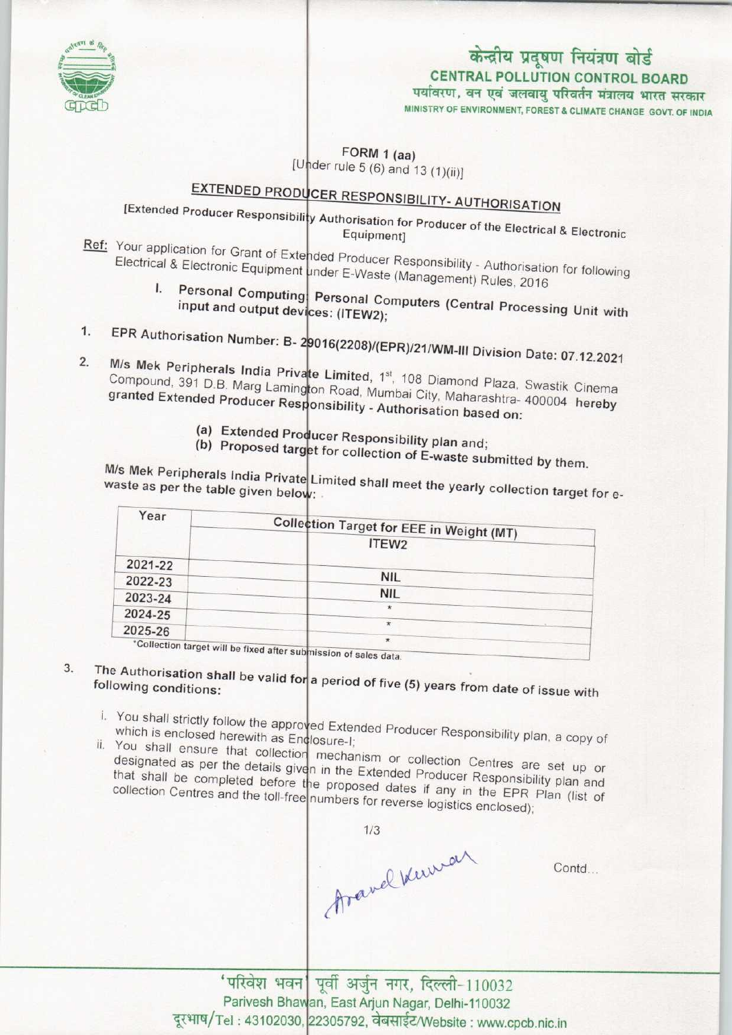केन्द्रीय प्रदूषण नियंत्रण बोर्ड
**CENTRAL POLLUTION CONTROL BOARD**
पर्यावरण, वन एवं जलवायु परिवर्तन मंत्रालय भारत सरकार
MINISTRY OF ENVIRONMENT, FOREST & CLIMATE CHANGE GOVT. OF INDIA

**FORM 1 (aa)**
[Under rule 5 (6) and 13 (1)(ii)]

## EXTENDED PRODUCER RESPONSIBILITY- AUTHORISATION

[Extended Producer Responsibility Authorisation for Producer of the Electrical & Electronic Equipment]

Ref: Your application for Grant of Extended Producer Responsibility - Authorisation for following Electrical & Electronic Equipment under E-Waste (Management) Rules, 2016

I. Personal Computing: Personal Computers (Central Processing Unit with input and output devices: (ITEW2);

1. EPR Authorisation Number: B- 29016(2208)/(EPR)/21/WM-III Division Date: 07.12.2021

2. M/s Mek Peripherals India Private Limited, 1st, 108 Diamond Plaza, Swastik Cinema Compound, 391 D.B. Marg Lamington Road, Mumbai City, Maharashtra- 400004 hereby granted Extended Producer Responsibility - Authorisation based on:

   (a) Extended Producer Responsibility plan and;
   (b) Proposed target for collection of E-waste submitted by them.

M/s Mek Peripherals India Private Limited shall meet the yearly collection target for e-waste as per the table given below:

| Year | Collection Target for EEE in Weight (MT) |
|---|---|
| | ITEW2 |
| 2021-22 | NIL |
| 2022-23 | NIL |
| 2023-24 | * |
| 2024-25 | * |
| 2025-26 | * |

*Collection target will be fixed after submission of sales data.

3. The Authorisation shall be valid for a period of five (5) years from date of issue with following conditions:

   i. You shall strictly follow the approved Extended Producer Responsibility plan, a copy of which is enclosed herewith as Enclosure-I;
   ii. You shall ensure that collection mechanism or collection Centres are set up or designated as per the details given in the Extended Producer Responsibility plan and that shall be completed before the proposed dates if any in the EPR Plan (list of collection Centres and the toll-free numbers for reverse logistics enclosed);

Contd...

'परिवेश भवन' पूर्वी अर्जुन नगर, दिल्ली-110032
Parivesh Bhawan, East Arjun Nagar, Delhi-110032
दूरभाष/Tel : 43102030, 22305792, वेबसाईट/Website : www.cpcb.nic.in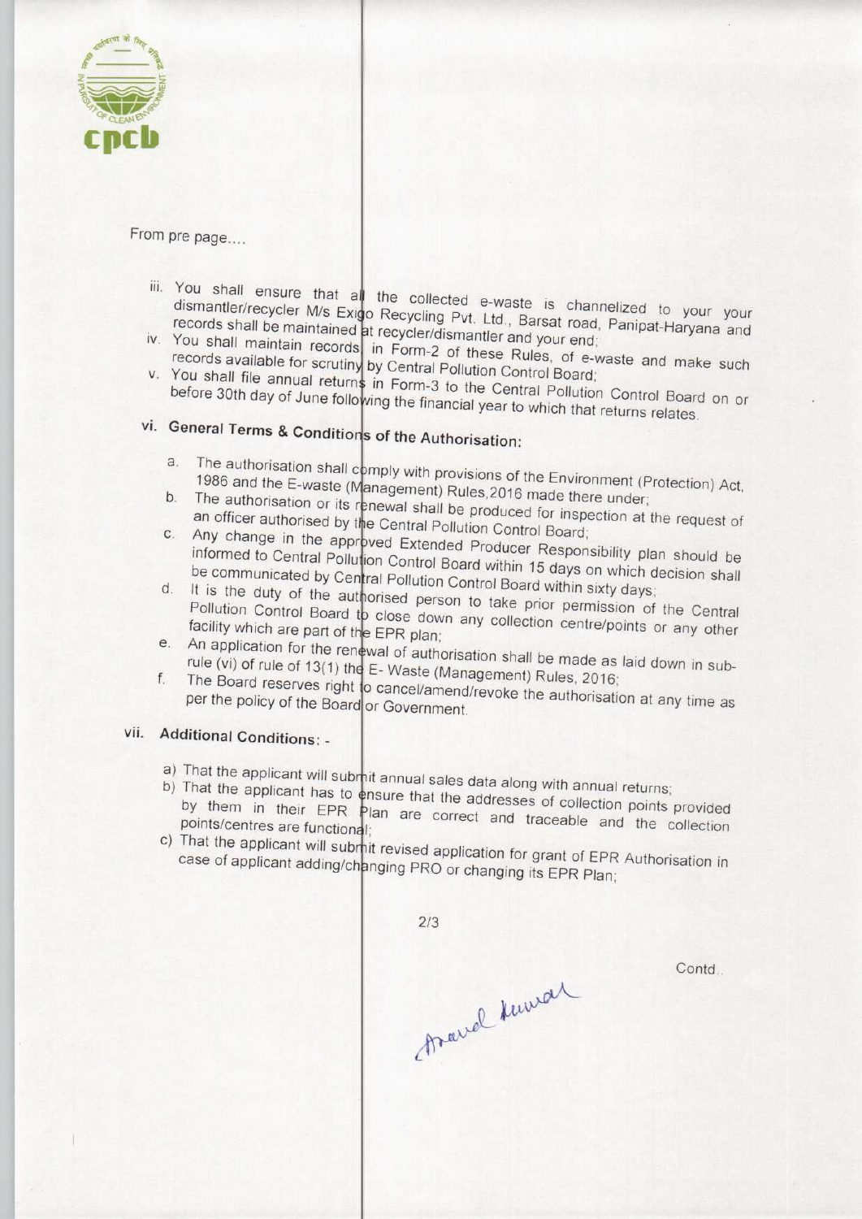From pre page....

iii. You shall ensure that all the collected e-waste is channelized to your your dismantler/recycler M/s Exigo Recycling Pvt. Ltd., Barsat road, Panipat-Haryana and records shall be maintained at recycler/dismantler and your end;

iv. You shall maintain records in Form-2 of these Rules, of e-waste and make such records available for scrutiny by Central Pollution Control Board;

v. You shall file annual returns in Form-3 to the Central Pollution Control Board on or before 30th day of June following the financial year to which that returns relates.

## vi. General Terms & Conditions of the Authorisation:

a. The authorisation shall comply with provisions of the Environment (Protection) Act, 1986 and the E-waste (Management) Rules,2016 made there under;

b. The authorisation or its renewal shall be produced for inspection at the request of an officer authorised by the Central Pollution Control Board;

c. Any change in the approved Extended Producer Responsibility plan should be informed to Central Pollution Control Board within 15 days on which decision shall be communicated by Central Pollution Control Board within sixty days;

d. It is the duty of the authorised person to take prior permission of the Central Pollution Control Board to close down any collection centre/points or any other facility which are part of the EPR plan;

e. An application for the renewal of authorisation shall be made as laid down in sub-rule (vi) of rule of 13(1) the E- Waste (Management) Rules, 2016;

f. The Board reserves right to cancel/amend/revoke the authorisation at any time as per the policy of the Board or Government.

## vii. Additional Conditions: -

a) That the applicant will submit annual sales data along with annual returns;

b) That the applicant has to ensure that the addresses of collection points provided by them in their EPR Plan are correct and traceable and the collection points/centres are functional;

c) That the applicant will submit revised application for grant of EPR Authorisation in case of applicant adding/changing PRO or changing its EPR Plan;

Contd..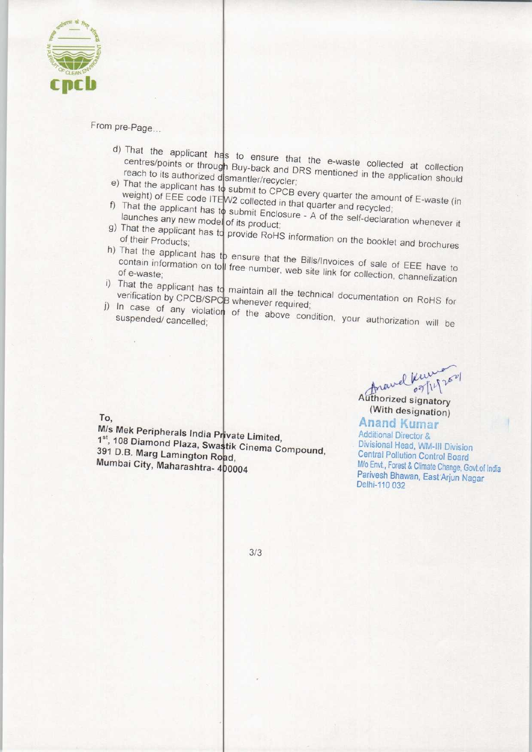From pre-Page...

d) That the applicant has to ensure that the e-waste collected at collection centres/points or through Buy-back and DRS mentioned in the application should reach to its authorized dismantler/recycler;
e) That the applicant has to submit to CPCB every quarter the amount of E-waste (in weight) of EEE code ITEW2 collected in that quarter and recycled;
f) That the applicant has to submit Enclosure - A of the self-declaration whenever it launches any new model of its product;
g) That the applicant has to provide RoHS information on the booklet and brochures of their Products;
h) That the applicant has to ensure that the Bills/Invoices of sale of EEE have to contain information on toll free number, web site link for collection, channelization of e-waste;
i) That the applicant has to maintain all the technical documentation on RoHS for verification by CPCB/SPCB whenever required;
j) In case of any violation of the above condition, your authorization will be suspended/ cancelled;

Anand Kumar 07/12/2021

Authorized signatory
(With designation)

**Anand Kumar**
Additional Director &
Divisional Head, WM-III Division
Central Pollution Control Board
M/o Envt., Forest & Climate Change, Govt.of India
Parivesh Bhawan, East Arjun Nagar
Delhi-110 032

To,

**M/s Mek Peripherals India Private Limited,**
**1st, 108 Diamond Plaza, Swastik Cinema Compound,**
**391 D.B. Marg Lamington Road,**
**Mumbai City, Maharashtra- 400004**